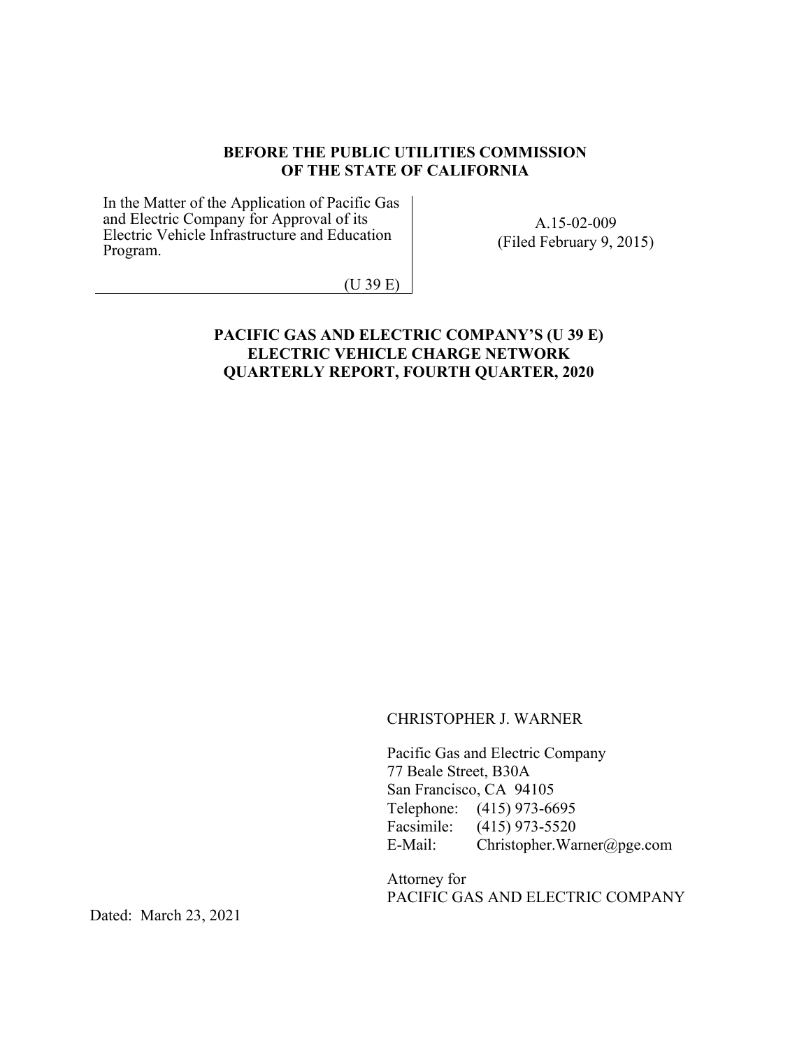**BEFORE THE PUBLIC UTILITIES COMMISSION**
**OF THE STATE OF CALIFORNIA**

| In the Matter of the Application of Pacific Gas and Electric Company for Approval of its Electric Vehicle Infrastructure and Education Program. (U 39 E) | A.15-02-009 (Filed February 9, 2015) |
|---|---|

**PACIFIC GAS AND ELECTRIC COMPANY'S (U 39 E)**
**ELECTRIC VEHICLE CHARGE NETWORK**
**QUARTERLY REPORT, FOURTH QUARTER, 2020**

CHRISTOPHER J. WARNER

Pacific Gas and Electric Company
77 Beale Street, B30A
San Francisco, CA 94105
Telephone: (415) 973-6695
Facsimile: (415) 973-5520
E-Mail: Christopher.Warner@pge.com

Attorney for
PACIFIC GAS AND ELECTRIC COMPANY

Dated: March 23, 2021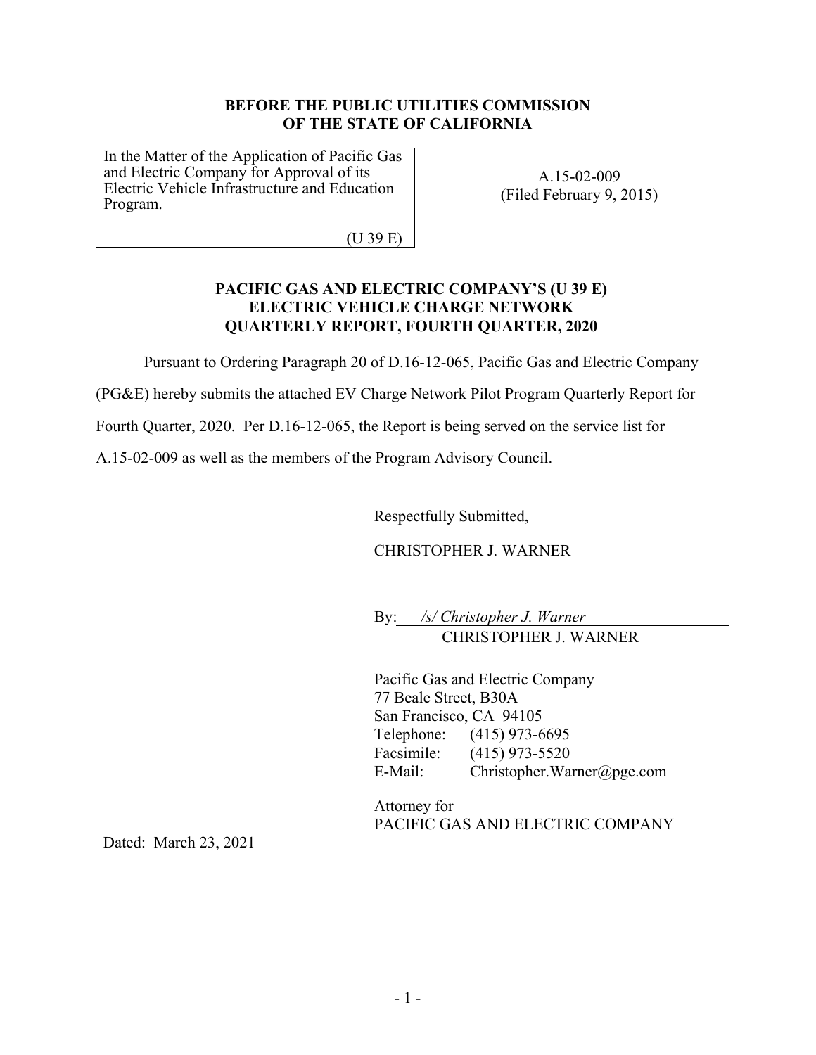**BEFORE THE PUBLIC UTILITIES COMMISSION OF THE STATE OF CALIFORNIA**

| | |
|---|---|
| In the Matter of the Application of Pacific Gas and Electric Company for Approval of its Electric Vehicle Infrastructure and Education Program.<br><br>(U 39 E) | A.15-02-009<br>(Filed February 9, 2015) |

**PACIFIC GAS AND ELECTRIC COMPANY'S (U 39 E) ELECTRIC VEHICLE CHARGE NETWORK QUARTERLY REPORT, FOURTH QUARTER, 2020**

Pursuant to Ordering Paragraph 20 of D.16-12-065, Pacific Gas and Electric Company (PG&E) hereby submits the attached EV Charge Network Pilot Program Quarterly Report for Fourth Quarter, 2020. Per D.16-12-065, the Report is being served on the service list for A.15-02-009 as well as the members of the Program Advisory Council.

Respectfully Submitted,

CHRISTOPHER J. WARNER

By: */s/ Christopher J. Warner*
CHRISTOPHER J. WARNER

Pacific Gas and Electric Company
77 Beale Street, B30A
San Francisco, CA 94105
Telephone: (415) 973-6695
Facsimile: (415) 973-5520
E-Mail: Christopher.Warner@pge.com

Attorney for
PACIFIC GAS AND ELECTRIC COMPANY

Dated: March 23, 2021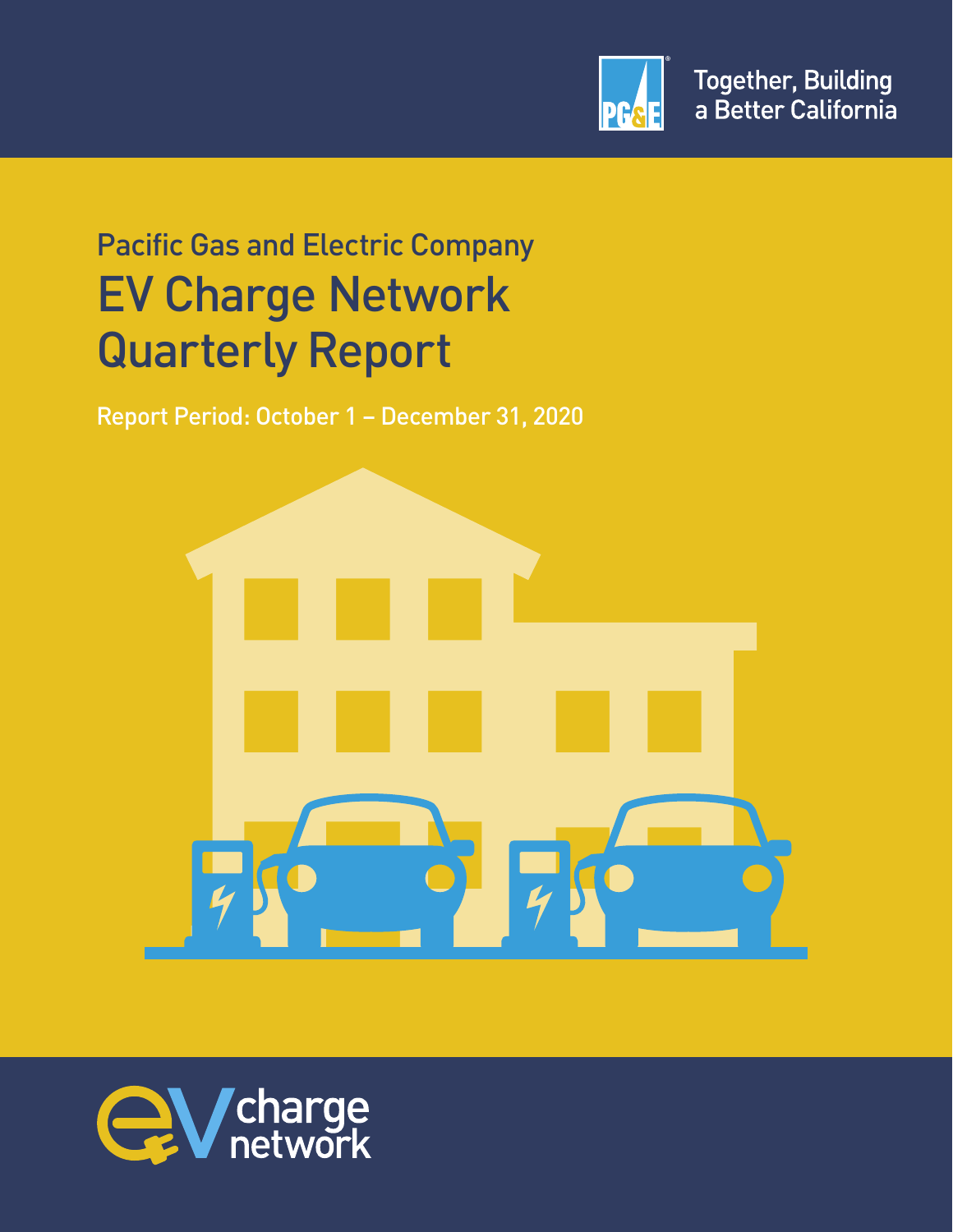Together, Building a Better California

Pacific Gas and Electric Company

# EV Charge Network Quarterly Report

Report Period: October 1 – December 31, 2020

charge network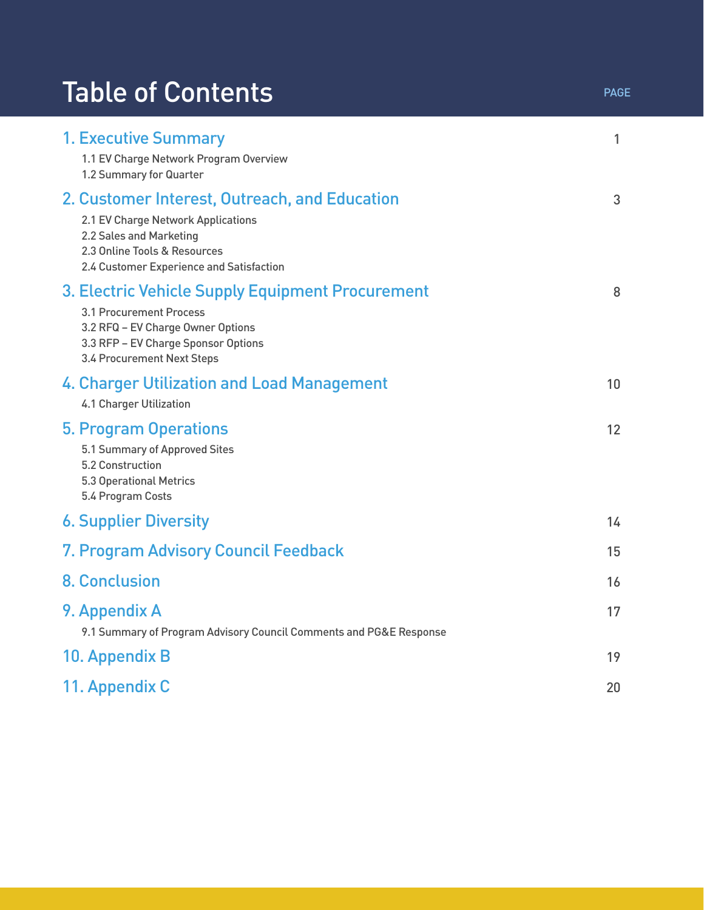# Table of Contents

| | PAGE |
|---|---|
| **1. Executive Summary** | 1 |
| 1.1 EV Charge Network Program Overview | |
| 1.2 Summary for Quarter | |
| **2. Customer Interest, Outreach, and Education** | 3 |
| 2.1 EV Charge Network Applications | |
| 2.2 Sales and Marketing | |
| 2.3 Online Tools & Resources | |
| 2.4 Customer Experience and Satisfaction | |
| **3. Electric Vehicle Supply Equipment Procurement** | 8 |
| 3.1 Procurement Process | |
| 3.2 RFQ – EV Charge Owner Options | |
| 3.3 RFP – EV Charge Sponsor Options | |
| 3.4 Procurement Next Steps | |
| **4. Charger Utilization and Load Management** | 10 |
| 4.1 Charger Utilization | |
| **5. Program Operations** | 12 |
| 5.1 Summary of Approved Sites | |
| 5.2 Construction | |
| 5.3 Operational Metrics | |
| 5.4 Program Costs | |
| **6. Supplier Diversity** | 14 |
| **7. Program Advisory Council Feedback** | 15 |
| **8. Conclusion** | 16 |
| **9. Appendix A** | 17 |
| 9.1 Summary of Program Advisory Council Comments and PG&E Response | |
| **10. Appendix B** | 19 |
| **11. Appendix C** | 20 |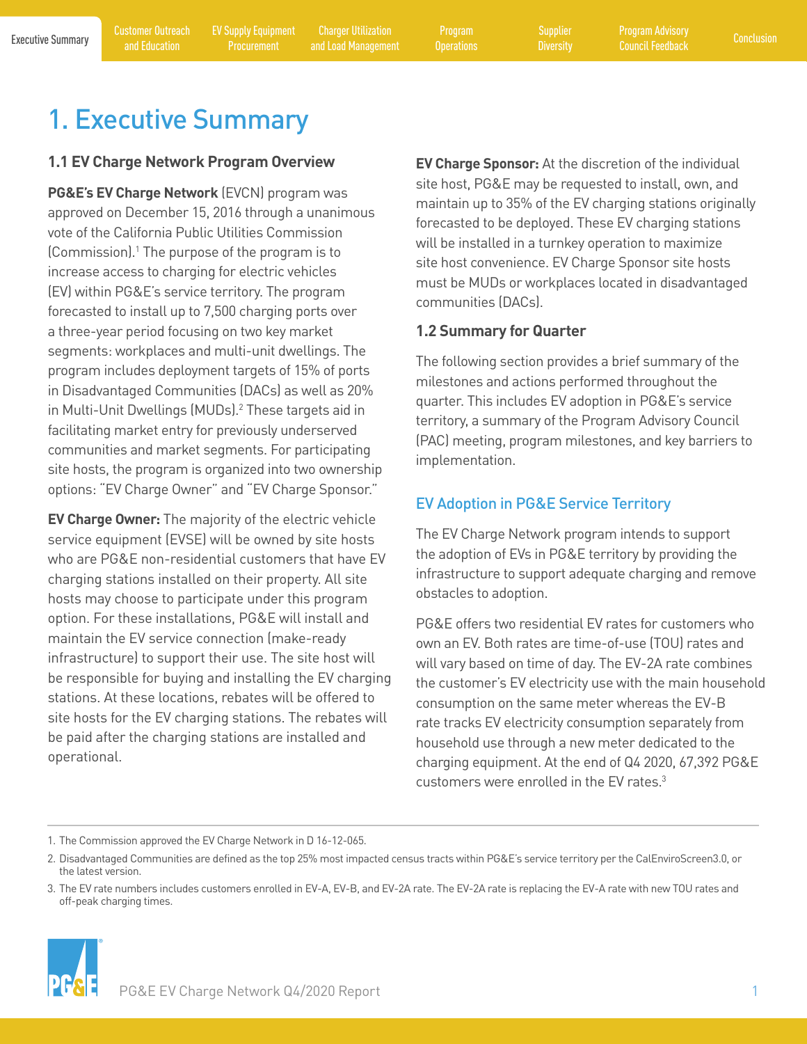# 1. Executive Summary

## 1.1 EV Charge Network Program Overview

**PG&E's EV Charge Network** (EVCN) program was approved on December 15, 2016 through a unanimous vote of the California Public Utilities Commission (Commission).[1] The purpose of the program is to increase access to charging for electric vehicles (EV) within PG&E's service territory. The program forecasted to install up to 7,500 charging ports over a three-year period focusing on two key market segments: workplaces and multi-unit dwellings. The program includes deployment targets of 15% of ports in Disadvantaged Communities (DACs) as well as 20% in Multi-Unit Dwellings (MUDs).[2] These targets aid in facilitating market entry for previously underserved communities and market segments. For participating site hosts, the program is organized into two ownership options: "EV Charge Owner" and "EV Charge Sponsor."

**EV Charge Owner:** The majority of the electric vehicle service equipment (EVSE) will be owned by site hosts who are PG&E non-residential customers that have EV charging stations installed on their property. All site hosts may choose to participate under this program option. For these installations, PG&E will install and maintain the EV service connection (make-ready infrastructure) to support their use. The site host will be responsible for buying and installing the EV charging stations. At these locations, rebates will be offered to site hosts for the EV charging stations. The rebates will be paid after the charging stations are installed and operational.

**EV Charge Sponsor:** At the discretion of the individual site host, PG&E may be requested to install, own, and maintain up to 35% of the EV charging stations originally forecasted to be deployed. These EV charging stations will be installed in a turnkey operation to maximize site host convenience. EV Charge Sponsor site hosts must be MUDs or workplaces located in disadvantaged communities (DACs).

## 1.2 Summary for Quarter

The following section provides a brief summary of the milestones and actions performed throughout the quarter. This includes EV adoption in PG&E's service territory, a summary of the Program Advisory Council (PAC) meeting, program milestones, and key barriers to implementation.

### EV Adoption in PG&E Service Territory

The EV Charge Network program intends to support the adoption of EVs in PG&E territory by providing the infrastructure to support adequate charging and remove obstacles to adoption.

PG&E offers two residential EV rates for customers who own an EV. Both rates are time-of-use (TOU) rates and will vary based on time of day. The EV-2A rate combines the customer's EV electricity use with the main household consumption on the same meter whereas the EV-B rate tracks EV electricity consumption separately from household use through a new meter dedicated to the charging equipment. At the end of Q4 2020, 67,392 PG&E customers were enrolled in the EV rates.[3]

---

1. The Commission approved the EV Charge Network in D 16-12-065.
2. Disadvantaged Communities are defined as the top 25% most impacted census tracts within PG&E's service territory per the CalEnviroScreen3.0, or the latest version.
3. The EV rate numbers includes customers enrolled in EV-A, EV-B, and EV-2A rate. The EV-2A rate is replacing the EV-A rate with new TOU rates and off-peak charging times.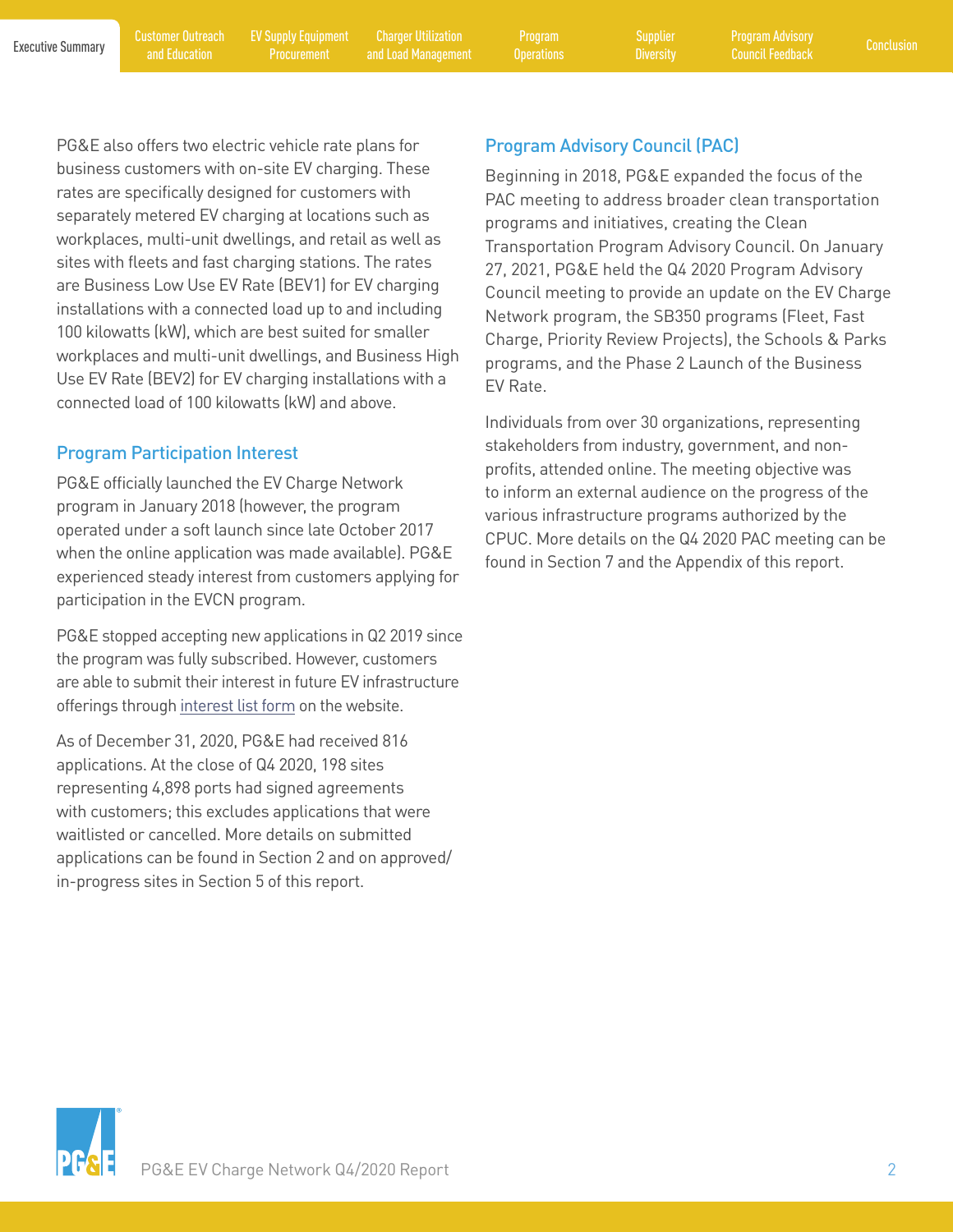PG&E also offers two electric vehicle rate plans for business customers with on-site EV charging. These rates are specifically designed for customers with separately metered EV charging at locations such as workplaces, multi-unit dwellings, and retail as well as sites with fleets and fast charging stations. The rates are Business Low Use EV Rate (BEV1) for EV charging installations with a connected load up to and including 100 kilowatts (kW), which are best suited for smaller workplaces and multi-unit dwellings, and Business High Use EV Rate (BEV2) for EV charging installations with a connected load of 100 kilowatts (kW) and above.

## Program Participation Interest

PG&E officially launched the EV Charge Network program in January 2018 (however, the program operated under a soft launch since late October 2017 when the online application was made available). PG&E experienced steady interest from customers applying for participation in the EVCN program.

PG&E stopped accepting new applications in Q2 2019 since the program was fully subscribed. However, customers are able to submit their interest in future EV infrastructure offerings through interest list form on the website.

As of December 31, 2020, PG&E had received 816 applications. At the close of Q4 2020, 198 sites representing 4,898 ports had signed agreements with customers; this excludes applications that were waitlisted or cancelled. More details on submitted applications can be found in Section 2 and on approved/in-progress sites in Section 5 of this report.

## Program Advisory Council (PAC)

Beginning in 2018, PG&E expanded the focus of the PAC meeting to address broader clean transportation programs and initiatives, creating the Clean Transportation Program Advisory Council. On January 27, 2021, PG&E held the Q4 2020 Program Advisory Council meeting to provide an update on the EV Charge Network program, the SB350 programs (Fleet, Fast Charge, Priority Review Projects), the Schools & Parks programs, and the Phase 2 Launch of the Business EV Rate.

Individuals from over 30 organizations, representing stakeholders from industry, government, and non-profits, attended online. The meeting objective was to inform an external audience on the progress of the various infrastructure programs authorized by the CPUC. More details on the Q4 2020 PAC meeting can be found in Section 7 and the Appendix of this report.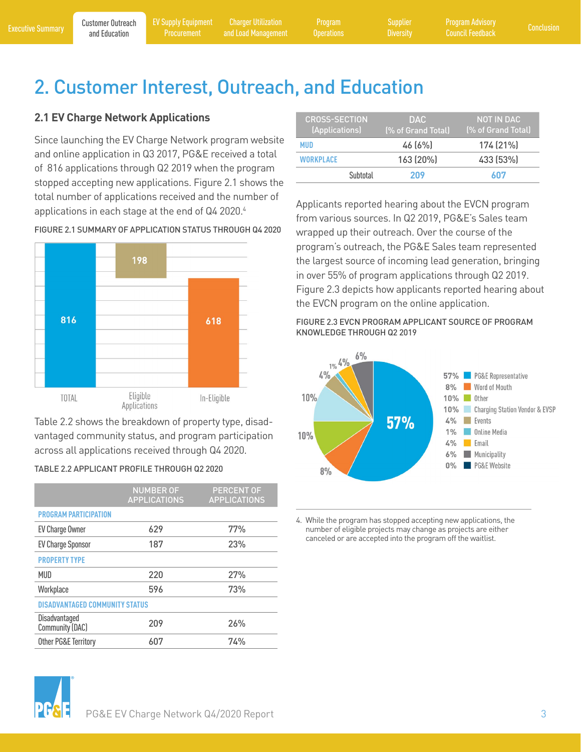# 2. Customer Interest, Outreach, and Education

## 2.1 EV Charge Network Applications

Since launching the EV Charge Network program website and online application in Q3 2017, PG&E received a total of 816 applications through Q2 2019 when the program stopped accepting new applications. Figure 2.1 shows the total number of applications received and the number of applications in each stage at the end of Q4 2020.[4]

FIGURE 2.1 SUMMARY OF APPLICATION STATUS THROUGH Q4 2020

| TOTAL | Eligible Applications | In-Eligible |
|---|---|---|
| 816 | 198 | 618 |

Table 2.2 shows the breakdown of property type, disadvantaged community status, and program participation across all applications received through Q4 2020.

TABLE 2.2 APPLICANT PROFILE THROUGH Q2 2020

| | NUMBER OF APPLICATIONS | PERCENT OF APPLICATIONS |
|---|---|---|
| **PROGRAM PARTICIPATION** | | |
| EV Charge Owner | 629 | 77% |
| EV Charge Sponsor | 187 | 23% |
| **PROPERTY TYPE** | | |
| MUD | 220 | 27% |
| Workplace | 596 | 73% |
| **DISADVANTAGED COMMUNITY STATUS** | | |
| Disadvantaged Community (DAC) | 209 | 26% |
| Other PG&E Territory | 607 | 74% |

| CROSS-SECTION (Applications) | DAC (% of Grand Total) | NOT IN DAC (% of Grand Total) |
|---|---|---|
| MUD | 46 (6%) | 174 (21%) |
| WORKPLACE | 163 (20%) | 433 (53%) |
| Subtotal | 209 | 607 |

Applicants reported hearing about the EVCN program from various sources. In Q2 2019, PG&E's Sales team wrapped up their outreach. Over the course of the program's outreach, the PG&E Sales team represented the largest source of incoming lead generation, bringing in over 55% of program applications through Q2 2019. Figure 2.3 depicts how applicants reported hearing about the EVCN program on the online application.

FIGURE 2.3 EVCN PROGRAM APPLICANT SOURCE OF PROGRAM KNOWLEDGE THROUGH Q2 2019

| Source | Percent |
|---|---|
| PG&E Representative | 57% |
| Word of Mouth | 8% |
| Other | 10% |
| Charging Station Vendor & EVSP | 10% |
| Events | 4% |
| Online Media | 1% |
| Email | 4% |
| Municipality | 6% |
| PG&E Website | 0% |

4. While the program has stopped accepting new applications, the number of eligible projects may change as projects are either canceled or are accepted into the program off the waitlist.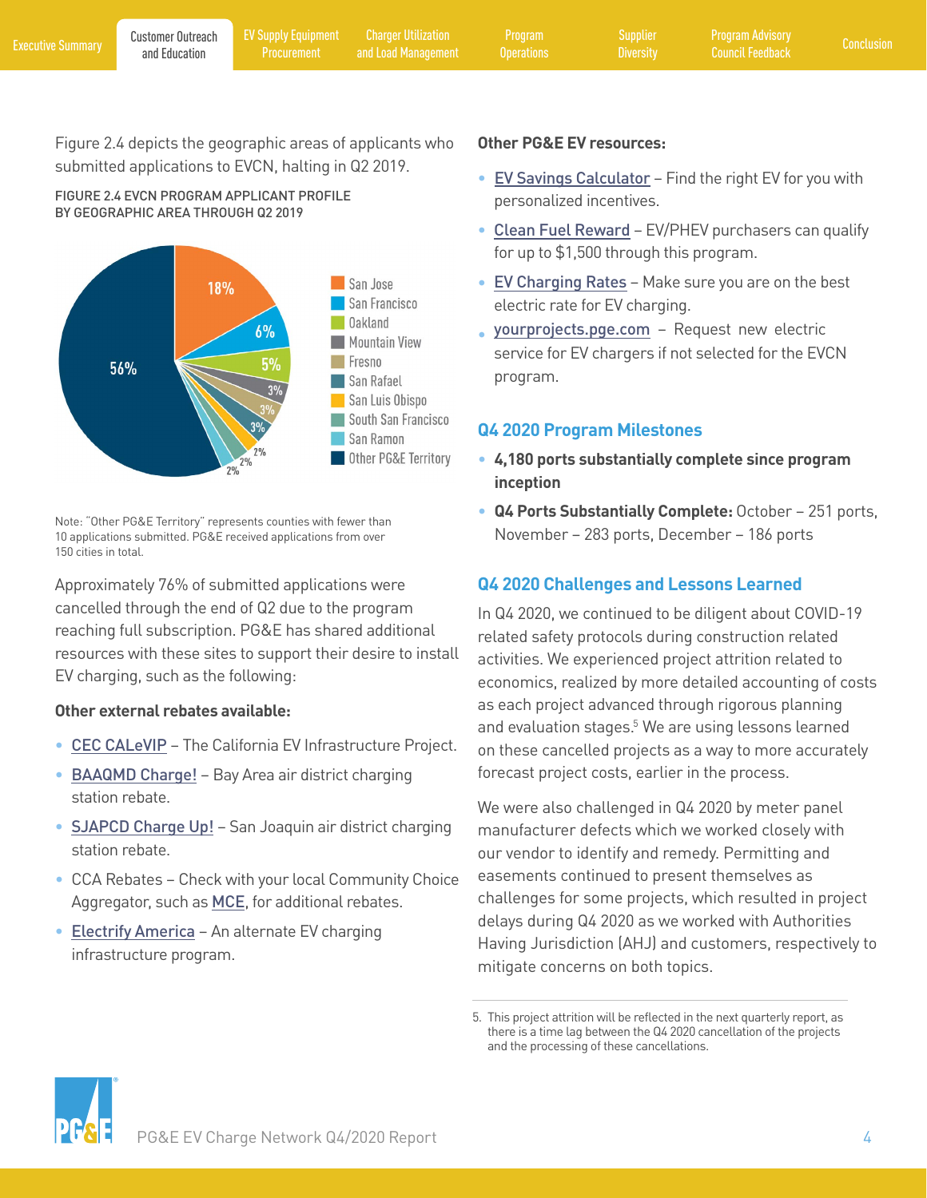Figure 2.4 depicts the geographic areas of applicants who submitted applications to EVCN, halting in Q2 2019.

FIGURE 2.4 EVCN PROGRAM APPLICANT PROFILE BY GEOGRAPHIC AREA THROUGH Q2 2019

| Area | Share |
|---|---|
| San Jose | 18% |
| San Francisco | 6% |
| Oakland | 5% |
| Mountain View | 3% |
| Fresno | 3% |
| San Rafael | 3% |
| San Luis Obispo | 2% |
| South San Francisco | 2% |
| San Ramon | 2% |
| Other PG&E Territory | 56% |

Note: "Other PG&E Territory" represents counties with fewer than 10 applications submitted. PG&E received applications from over 150 cities in total.

Approximately 76% of submitted applications were cancelled through the end of Q2 due to the program reaching full subscription. PG&E has shared additional resources with these sites to support their desire to install EV charging, such as the following:

**Other external rebates available:**

- CEC CALeVIP – The California EV Infrastructure Project.
- BAAQMD Charge! – Bay Area air district charging station rebate.
- SJAPCD Charge Up! – San Joaquin air district charging station rebate.
- CCA Rebates – Check with your local Community Choice Aggregator, such as MCE, for additional rebates.
- Electrify America – An alternate EV charging infrastructure program.

**Other PG&E EV resources:**

- EV Savings Calculator – Find the right EV for you with personalized incentives.
- Clean Fuel Reward – EV/PHEV purchasers can qualify for up to $1,500 through this program.
- EV Charging Rates – Make sure you are on the best electric rate for EV charging.
- yourprojects.pge.com – Request new electric service for EV chargers if not selected for the EVCN program.

## Q4 2020 Program Milestones

- **4,180 ports substantially complete since program inception**
- **Q4 Ports Substantially Complete:** October – 251 ports, November – 283 ports, December – 186 ports

## Q4 2020 Challenges and Lessons Learned

In Q4 2020, we continued to be diligent about COVID-19 related safety protocols during construction related activities. We experienced project attrition related to economics, realized by more detailed accounting of costs as each project advanced through rigorous planning and evaluation stages.[5] We are using lessons learned on these cancelled projects as a way to more accurately forecast project costs, earlier in the process.

We were also challenged in Q4 2020 by meter panel manufacturer defects which we worked closely with our vendor to identify and remedy. Permitting and easements continued to present themselves as challenges for some projects, which resulted in project delays during Q4 2020 as we worked with Authorities Having Jurisdiction (AHJ) and customers, respectively to mitigate concerns on both topics.

5. This project attrition will be reflected in the next quarterly report, as there is a time lag between the Q4 2020 cancellation of the projects and the processing of these cancellations.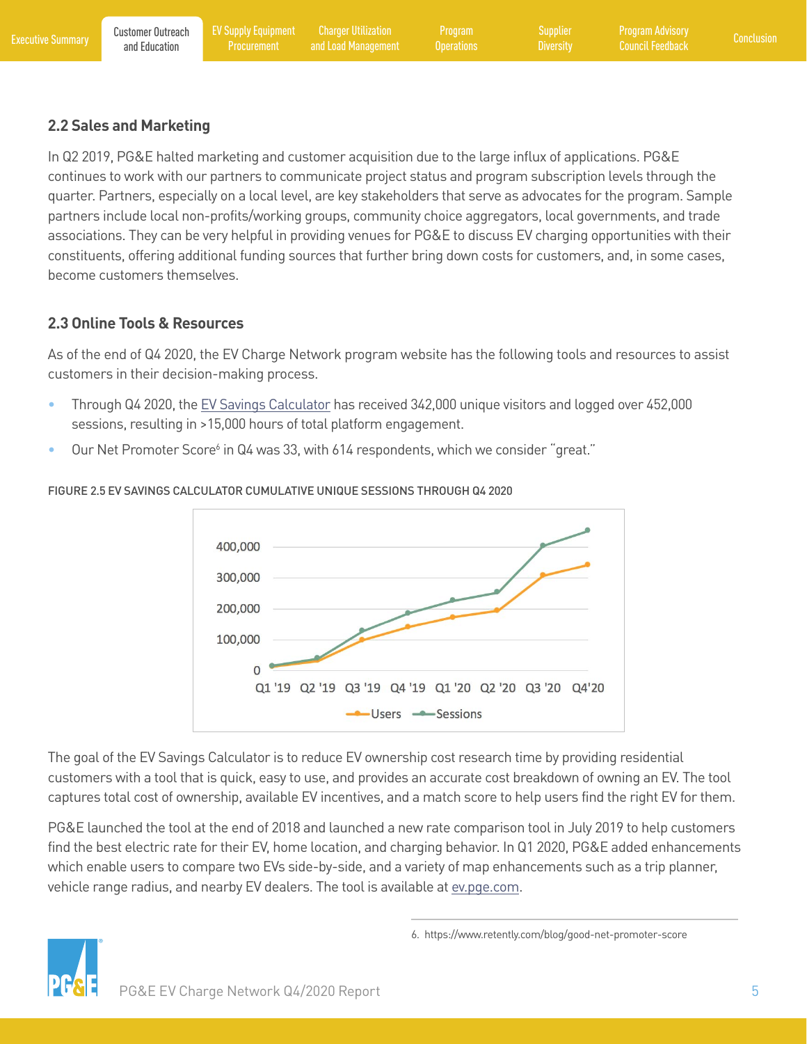## 2.2 Sales and Marketing

In Q2 2019, PG&E halted marketing and customer acquisition due to the large influx of applications. PG&E continues to work with our partners to communicate project status and program subscription levels through the quarter. Partners, especially on a local level, are key stakeholders that serve as advocates for the program. Sample partners include local non-profits/working groups, community choice aggregators, local governments, and trade associations. They can be very helpful in providing venues for PG&E to discuss EV charging opportunities with their constituents, offering additional funding sources that further bring down costs for customers, and, in some cases, become customers themselves.

## 2.3 Online Tools & Resources

As of the end of Q4 2020, the EV Charge Network program website has the following tools and resources to assist customers in their decision-making process.

- Through Q4 2020, the EV Savings Calculator has received 342,000 unique visitors and logged over 452,000 sessions, resulting in >15,000 hours of total platform engagement.
- Our Net Promoter Score[6] in Q4 was 33, with 614 respondents, which we consider "great."

FIGURE 2.5 EV SAVINGS CALCULATOR CUMULATIVE UNIQUE SESSIONS THROUGH Q4 2020

The goal of the EV Savings Calculator is to reduce EV ownership cost research time by providing residential customers with a tool that is quick, easy to use, and provides an accurate cost breakdown of owning an EV. The tool captures total cost of ownership, available EV incentives, and a match score to help users find the right EV for them.

PG&E launched the tool at the end of 2018 and launched a new rate comparison tool in July 2019 to help customers find the best electric rate for their EV, home location, and charging behavior. In Q1 2020, PG&E added enhancements which enable users to compare two EVs side-by-side, and a variety of map enhancements such as a trip planner, vehicle range radius, and nearby EV dealers. The tool is available at ev.pge.com.

6. https://www.retently.com/blog/good-net-promoter-score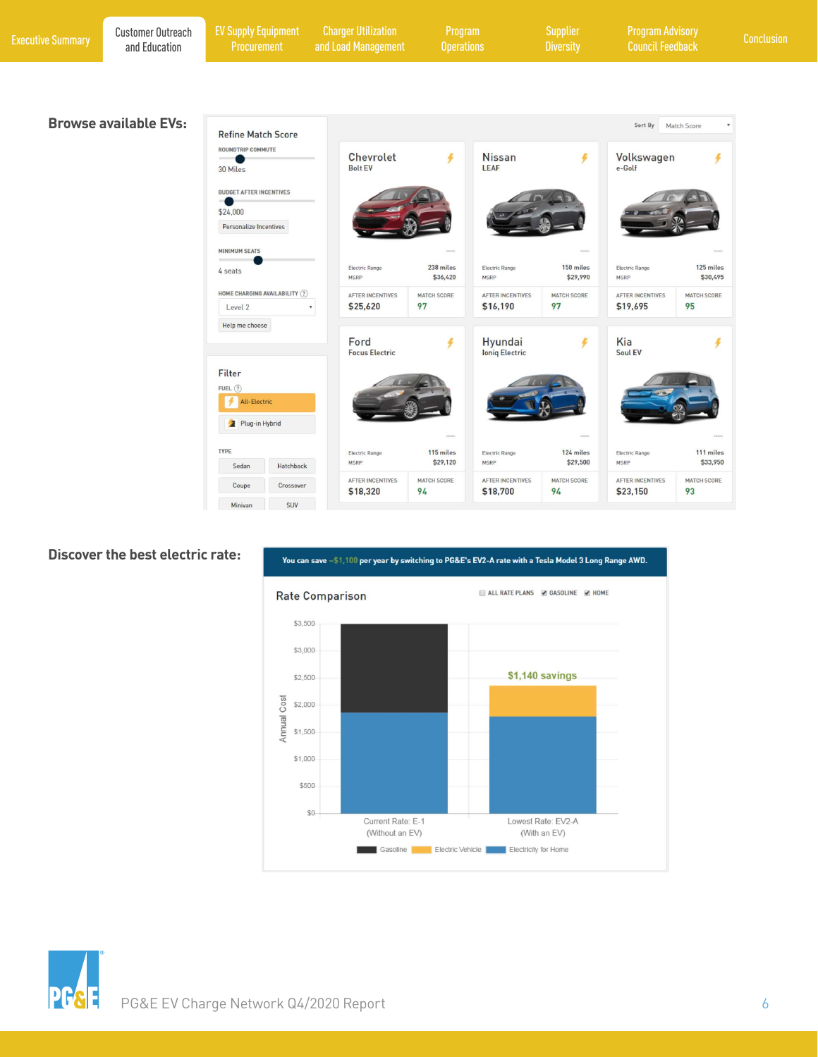## Browse available EVs:

Refine Match Score

ROUNDTRIP COMMUTE
30 Miles

BUDGET AFTER INCENTIVES
$24,000

Personalize Incentives

MINIMUM SEATS
4 seats

HOME CHARGING AVAILABILITY
Level 2

Help me choose

Filter

FUEL
All-Electric
Plug-in Hybrid

TYPE
Sedan | Hatchback | Coupe | Crossover | Minivan | SUV

Sort By: Match Score

| Make | Model | Electric Range | MSRP | After Incentives | Match Score |
|---|---|---|---|---|---|
| Chevrolet | Bolt EV | 238 miles | $36,420 | $25,620 | 97 |
| Nissan | LEAF | 150 miles | $29,990 | $16,190 | 97 |
| Volkswagen | e-Golf | 125 miles | $30,495 | $19,695 | 95 |
| Ford | Focus Electric | 115 miles | $29,120 | $18,320 | 94 |
| Hyundai | Ioniq Electric | 124 miles | $29,500 | $18,700 | 94 |
| Kia | Soul EV | 111 miles | $33,950 | $23,150 | 93 |

## Discover the best electric rate:

You can save ~$1,100 per year by switching to PG&E's EV2-A rate with a Tesla Model 3 Long Range AWD.

Rate Comparison

ALL RATE PLANS | GASOLINE | HOME

Annual Cost ($0 – $3,500)

- Current Rate: E-1 (Without an EV)
- Lowest Rate: EV2-A (With an EV) — $1,140 savings

Legend: Gasoline, Electric Vehicle, Electricity for Home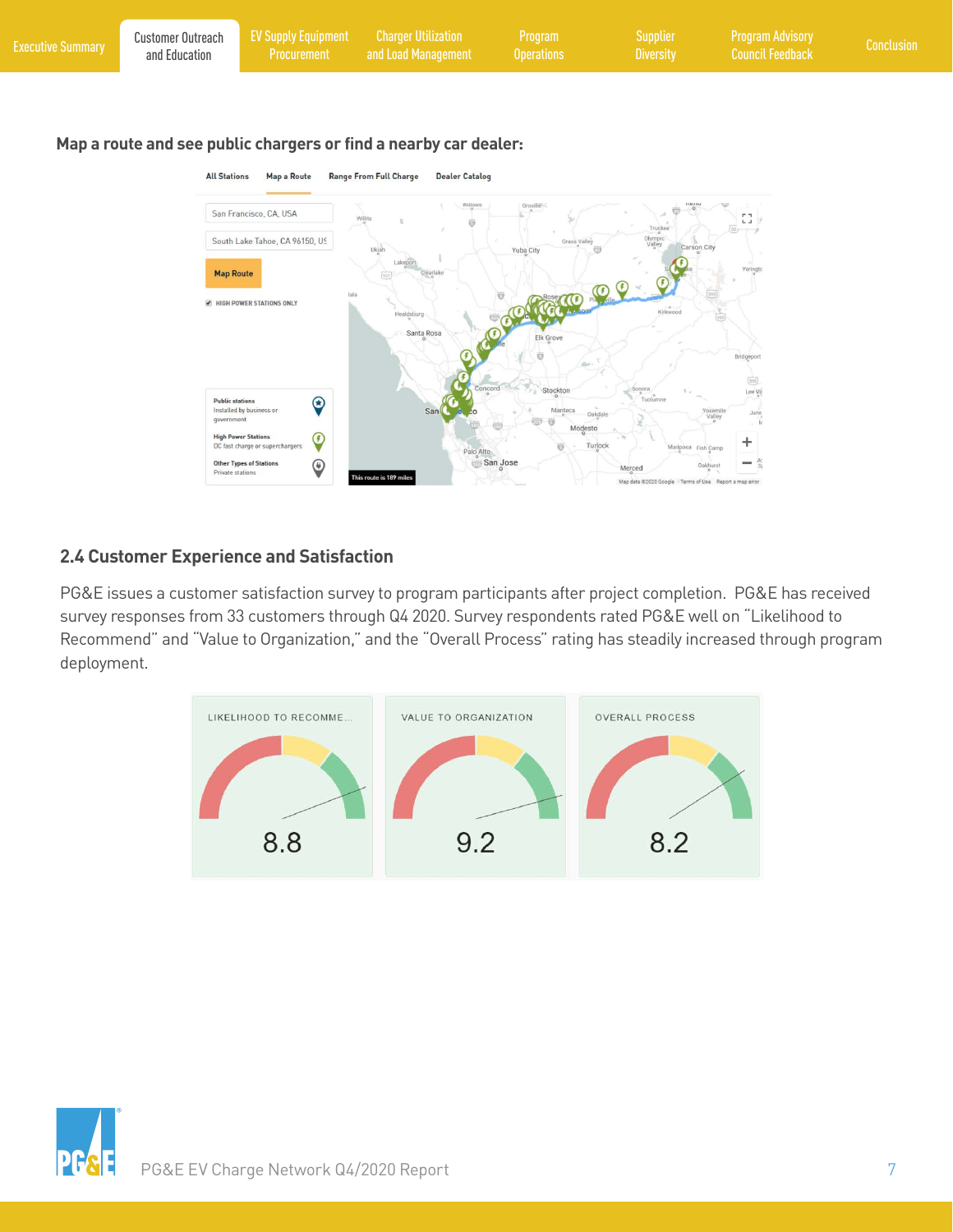**Map a route and see public chargers or find a nearby car dealer:**

## 2.4 Customer Experience and Satisfaction

PG&E issues a customer satisfaction survey to program participants after project completion. PG&E has received survey responses from 33 customers through Q4 2020. Survey respondents rated PG&E well on "Likelihood to Recommend" and "Value to Organization," and the "Overall Process" rating has steadily increased through program deployment.

| LIKELIHOOD TO RECOMME... | VALUE TO ORGANIZATION | OVERALL PROCESS |
|---|---|---|
| 8.8 | 9.2 | 8.2 |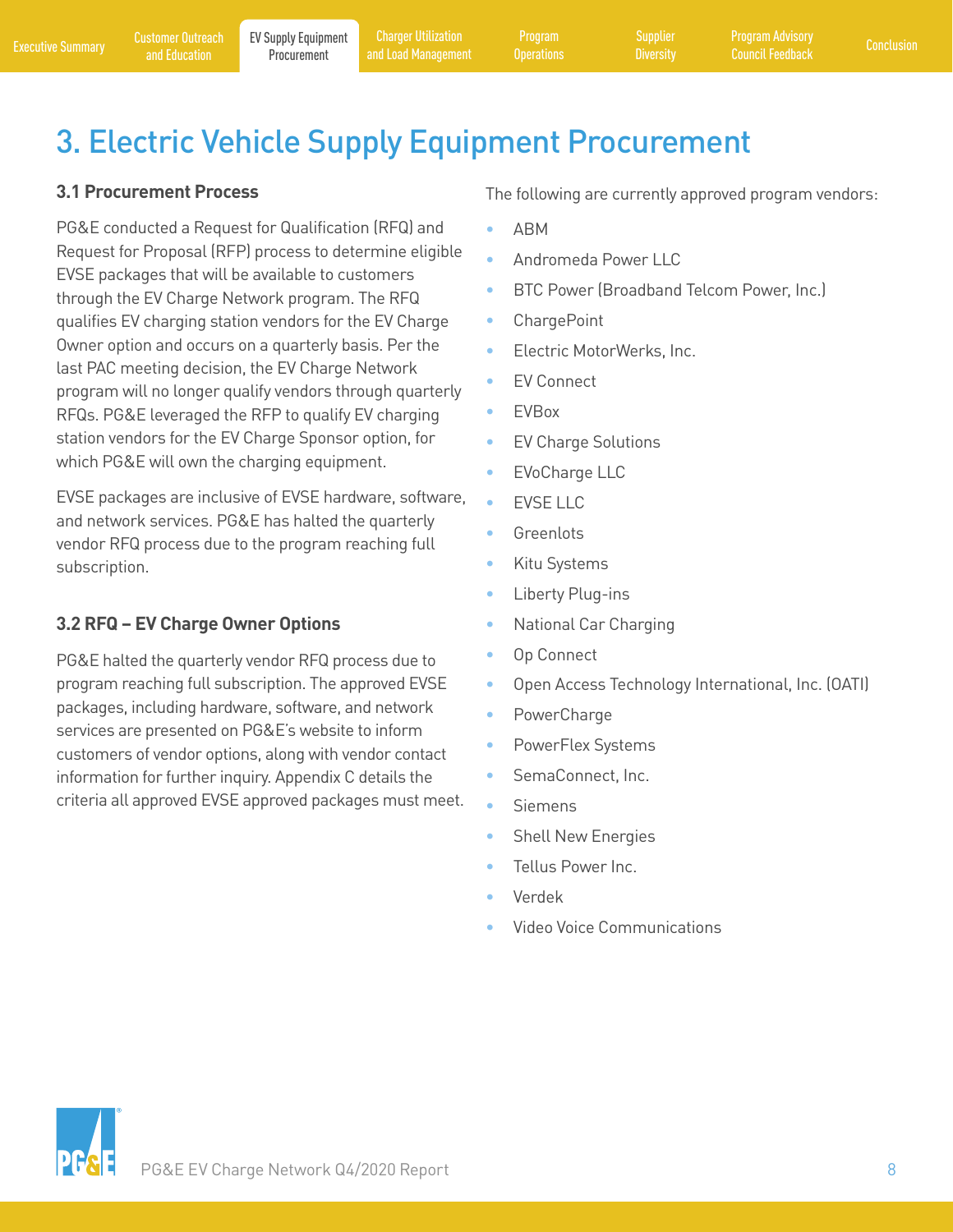# 3. Electric Vehicle Supply Equipment Procurement

### 3.1 Procurement Process

PG&E conducted a Request for Qualification (RFQ) and Request for Proposal (RFP) process to determine eligible EVSE packages that will be available to customers through the EV Charge Network program. The RFQ qualifies EV charging station vendors for the EV Charge Owner option and occurs on a quarterly basis. Per the last PAC meeting decision, the EV Charge Network program will no longer qualify vendors through quarterly RFQs. PG&E leveraged the RFP to qualify EV charging station vendors for the EV Charge Sponsor option, for which PG&E will own the charging equipment.

EVSE packages are inclusive of EVSE hardware, software, and network services. PG&E has halted the quarterly vendor RFQ process due to the program reaching full subscription.

### 3.2 RFQ – EV Charge Owner Options

PG&E halted the quarterly vendor RFQ process due to program reaching full subscription. The approved EVSE packages, including hardware, software, and network services are presented on PG&E's website to inform customers of vendor options, along with vendor contact information for further inquiry. Appendix C details the criteria all approved EVSE approved packages must meet.

The following are currently approved program vendors:

- ABM
- Andromeda Power LLC
- BTC Power (Broadband Telcom Power, Inc.)
- ChargePoint
- Electric MotorWerks, Inc.
- EV Connect
- EVBox
- EV Charge Solutions
- EVoCharge LLC
- EVSE LLC
- Greenlots
- Kitu Systems
- Liberty Plug-ins
- National Car Charging
- Op Connect
- Open Access Technology International, Inc. (OATI)
- PowerCharge
- PowerFlex Systems
- SemaConnect, Inc.
- Siemens
- Shell New Energies
- Tellus Power Inc.
- Verdek
- Video Voice Communications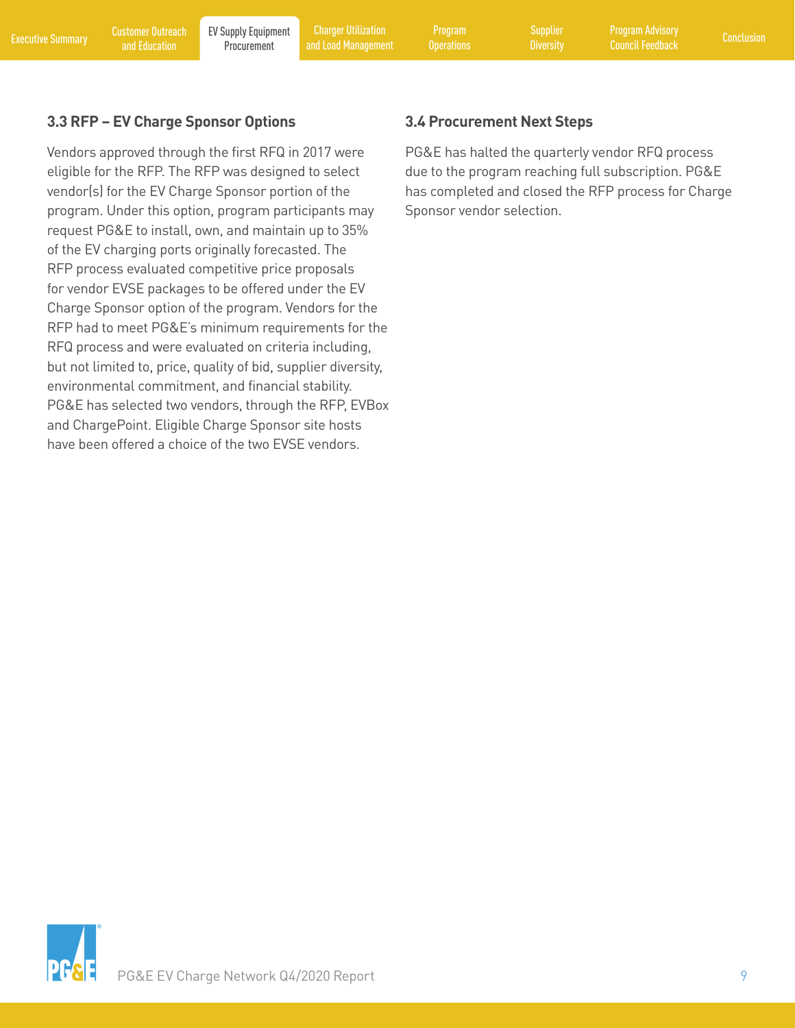### 3.3 RFP – EV Charge Sponsor Options

Vendors approved through the first RFQ in 2017 were eligible for the RFP. The RFP was designed to select vendor(s) for the EV Charge Sponsor portion of the program. Under this option, program participants may request PG&E to install, own, and maintain up to 35% of the EV charging ports originally forecasted. The RFP process evaluated competitive price proposals for vendor EVSE packages to be offered under the EV Charge Sponsor option of the program. Vendors for the RFP had to meet PG&E's minimum requirements for the RFQ process and were evaluated on criteria including, but not limited to, price, quality of bid, supplier diversity, environmental commitment, and financial stability. PG&E has selected two vendors, through the RFP, EVBox and ChargePoint. Eligible Charge Sponsor site hosts have been offered a choice of the two EVSE vendors.

### 3.4 Procurement Next Steps

PG&E has halted the quarterly vendor RFQ process due to the program reaching full subscription. PG&E has completed and closed the RFP process for Charge Sponsor vendor selection.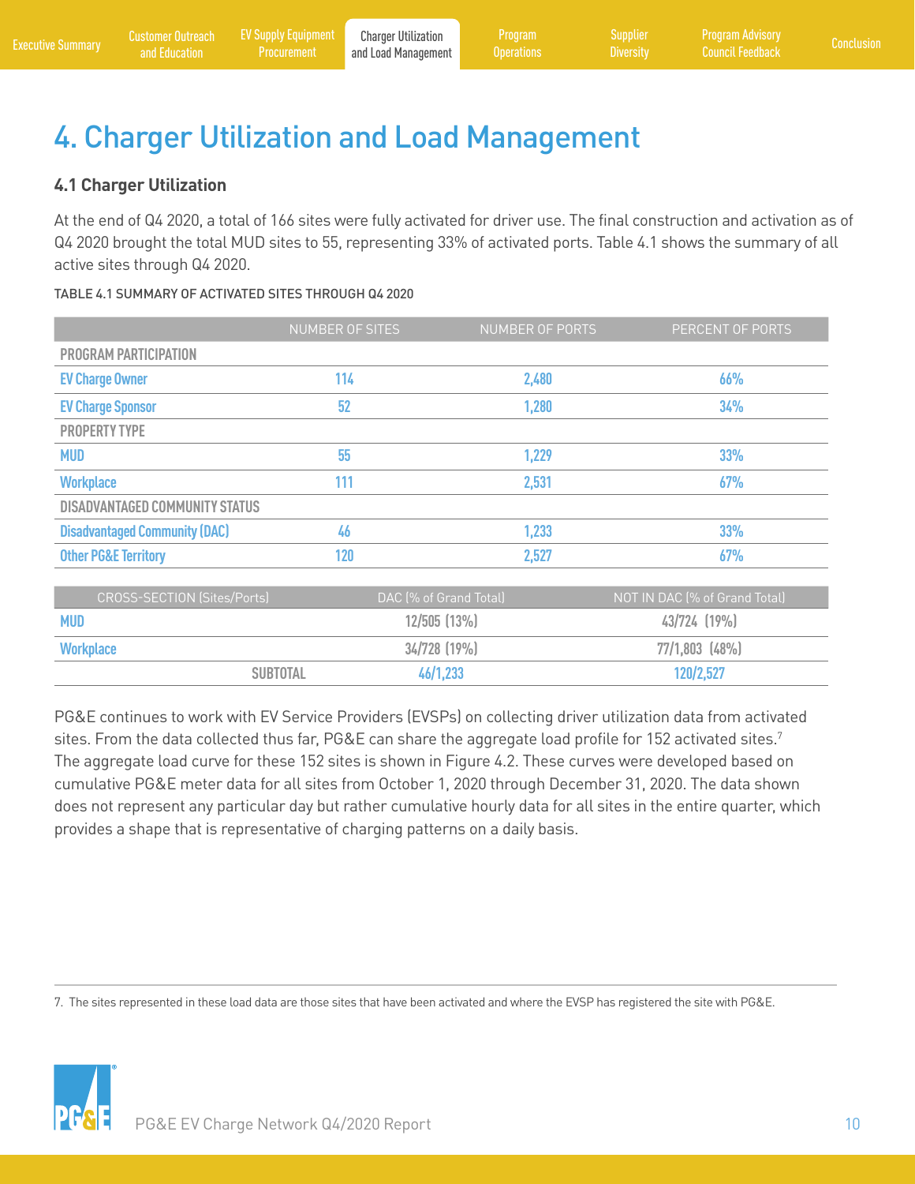# 4. Charger Utilization and Load Management

## 4.1 Charger Utilization

At the end of Q4 2020, a total of 166 sites were fully activated for driver use. The final construction and activation as of Q4 2020 brought the total MUD sites to 55, representing 33% of activated ports. Table 4.1 shows the summary of all active sites through Q4 2020.

TABLE 4.1 SUMMARY OF ACTIVATED SITES THROUGH Q4 2020

| | NUMBER OF SITES | NUMBER OF PORTS | PERCENT OF PORTS |
|---|---|---|---|
| **PROGRAM PARTICIPATION** | | | |
| EV Charge Owner | 114 | 2,480 | 66% |
| EV Charge Sponsor | 52 | 1,280 | 34% |
| **PROPERTY TYPE** | | | |
| MUD | 55 | 1,229 | 33% |
| Workplace | 111 | 2,531 | 67% |
| **DISADVANTAGED COMMUNITY STATUS** | | | |
| Disadvantaged Community (DAC) | 46 | 1,233 | 33% |
| Other PG&E Territory | 120 | 2,527 | 67% |

| CROSS-SECTION (Sites/Ports) | DAC (% of Grand Total) | NOT IN DAC (% of Grand Total) |
|---|---|---|
| MUD | 12/505 (13%) | 43/724 (19%) |
| Workplace | 34/728 (19%) | 77/1,803 (48%) |
| SUBTOTAL | 46/1,233 | 120/2,527 |

PG&E continues to work with EV Service Providers (EVSPs) on collecting driver utilization data from activated sites. From the data collected thus far, PG&E can share the aggregate load profile for 152 activated sites.[7] The aggregate load curve for these 152 sites is shown in Figure 4.2. These curves were developed based on cumulative PG&E meter data for all sites from October 1, 2020 through December 31, 2020. The data shown does not represent any particular day but rather cumulative hourly data for all sites in the entire quarter, which provides a shape that is representative of charging patterns on a daily basis.

7. The sites represented in these load data are those sites that have been activated and where the EVSP has registered the site with PG&E.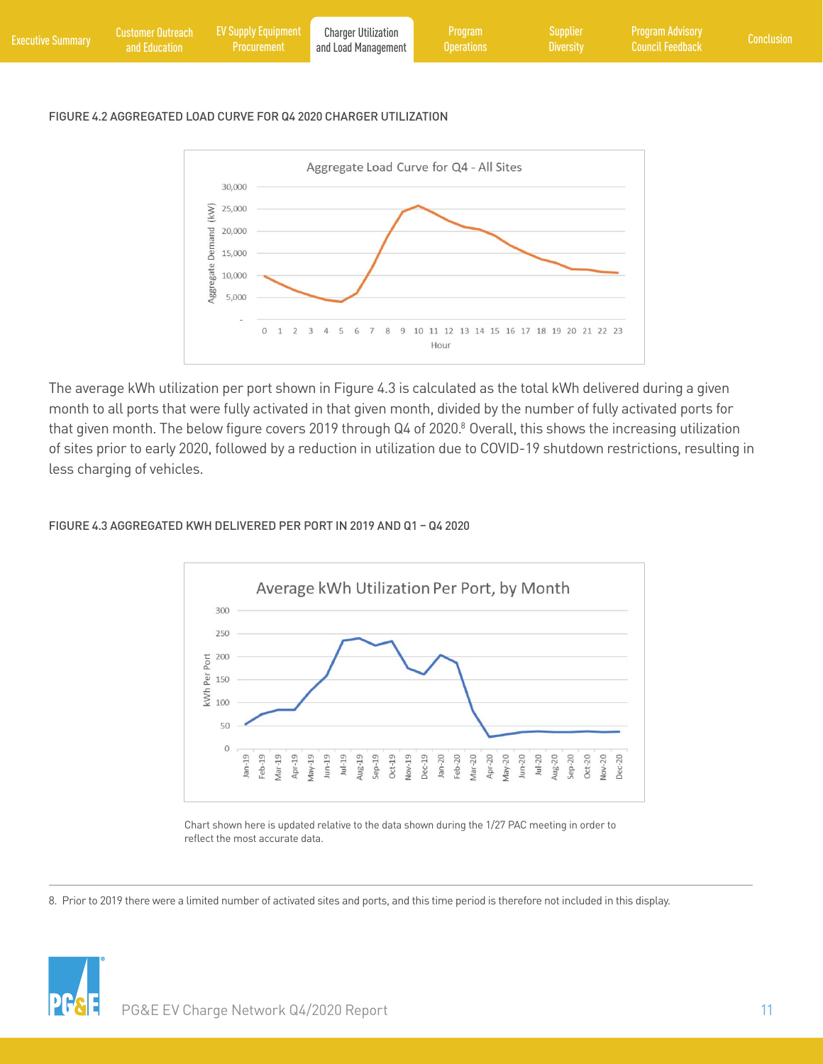FIGURE 4.2 AGGREGATED LOAD CURVE FOR Q4 2020 CHARGER UTILIZATION

The average kWh utilization per port shown in Figure 4.3 is calculated as the total kWh delivered during a given month to all ports that were fully activated in that given month, divided by the number of fully activated ports for that given month. The below figure covers 2019 through Q4 of 2020.[8] Overall, this shows the increasing utilization of sites prior to early 2020, followed by a reduction in utilization due to COVID-19 shutdown restrictions, resulting in less charging of vehicles.

FIGURE 4.3 AGGREGATED KWH DELIVERED PER PORT IN 2019 AND Q1 – Q4 2020

Chart shown here is updated relative to the data shown during the 1/27 PAC meeting in order to reflect the most accurate data.

8. Prior to 2019 there were a limited number of activated sites and ports, and this time period is therefore not included in this display.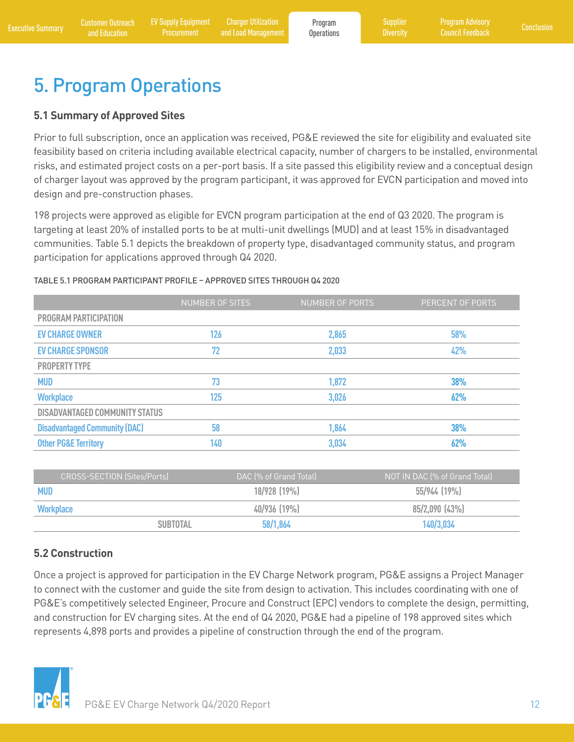# 5. Program Operations

### 5.1 Summary of Approved Sites

Prior to full subscription, once an application was received, PG&E reviewed the site for eligibility and evaluated site feasibility based on criteria including available electrical capacity, number of chargers to be installed, environmental risks, and estimated project costs on a per-port basis. If a site passed this eligibility review and a conceptual design of charger layout was approved by the program participant, it was approved for EVCN participation and moved into design and pre-construction phases.

198 projects were approved as eligible for EVCN program participation at the end of Q3 2020. The program is targeting at least 20% of installed ports to be at multi-unit dwellings (MUD) and at least 15% in disadvantaged communities. Table 5.1 depicts the breakdown of property type, disadvantaged community status, and program participation for applications approved through Q4 2020.

TABLE 5.1 PROGRAM PARTICIPANT PROFILE – APPROVED SITES THROUGH Q4 2020

| | NUMBER OF SITES | NUMBER OF PORTS | PERCENT OF PORTS |
|---|---|---|---|
| **PROGRAM PARTICIPATION** | | | |
| EV CHARGE OWNER | 126 | 2,865 | 58% |
| EV CHARGE SPONSOR | 72 | 2,033 | 42% |
| **PROPERTY TYPE** | | | |
| MUD | 73 | 1,872 | 38% |
| Workplace | 125 | 3,026 | 62% |
| **DISADVANTAGED COMMUNITY STATUS** | | | |
| Disadvantaged Community (DAC) | 58 | 1,864 | 38% |
| Other PG&E Territory | 140 | 3,034 | 62% |

| CROSS-SECTION (Sites/Ports) | DAC (% of Grand Total) | NOT IN DAC (% of Grand Total) |
|---|---|---|
| MUD | 18/928 (19%) | 55/944 (19%) |
| Workplace | 40/936 (19%) | 85/2,090 (43%) |
| SUBTOTAL | 58/1,864 | 140/3,034 |

### 5.2 Construction

Once a project is approved for participation in the EV Charge Network program, PG&E assigns a Project Manager to connect with the customer and guide the site from design to activation. This includes coordinating with one of PG&E's competitively selected Engineer, Procure and Construct (EPC) vendors to complete the design, permitting, and construction for EV charging sites. At the end of Q4 2020, PG&E had a pipeline of 198 approved sites which represents 4,898 ports and provides a pipeline of construction through the end of the program.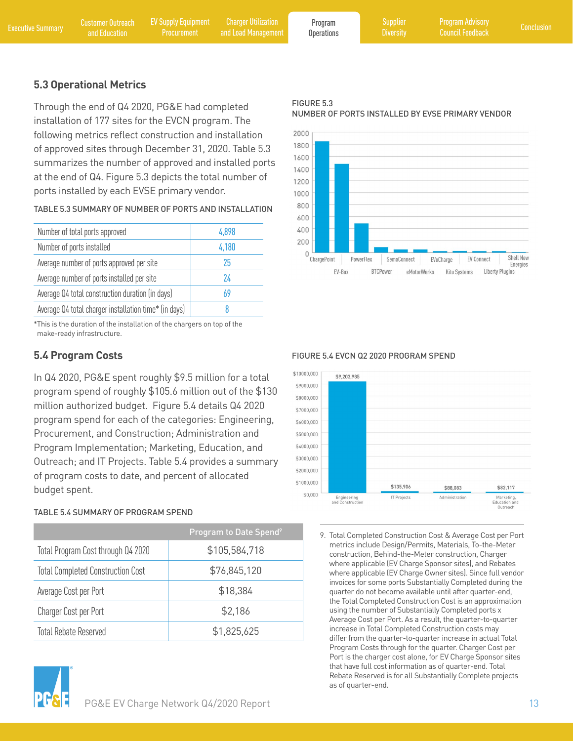## 5.3 Operational Metrics

Through the end of Q4 2020, PG&E had completed installation of 177 sites for the EVCN program. The following metrics reflect construction and installation of approved sites through December 31, 2020. Table 5.3 summarizes the number of approved and installed ports at the end of Q4. Figure 5.3 depicts the total number of ports installed by each EVSE primary vendor.

TABLE 5.3 SUMMARY OF NUMBER OF PORTS AND INSTALLATION

| | |
|---|---|
| Number of total ports approved | 4,898 |
| Number of ports installed | 4,180 |
| Average number of ports approved per site | 25 |
| Average number of ports installed per site | 24 |
| Average Q4 total construction duration (in days) | 69 |
| Average Q4 total charger installation time* (in days) | 8 |

*This is the duration of the installation of the chargers on top of the make-ready infrastructure.

FIGURE 5.3
NUMBER OF PORTS INSTALLED BY EVSE PRIMARY VENDOR

## 5.4 Program Costs

In Q4 2020, PG&E spent roughly $9.5 million for a total program spend of roughly $105.6 million out of the $130 million authorized budget. Figure 5.4 details Q4 2020 program spend for each of the categories: Engineering, Procurement, and Construction; Administration and Program Implementation; Marketing, Education, and Outreach; and IT Projects. Table 5.4 provides a summary of program costs to date, and percent of allocated budget spent.

FIGURE 5.4 EVCN Q2 2020 PROGRAM SPEND

TABLE 5.4 SUMMARY OF PROGRAM SPEND

| | Program to Date Spend[9] |
|---|---|
| Total Program Cost through Q4 2020 | $105,584,718 |
| Total Completed Construction Cost | $76,845,120 |
| Average Cost per Port | $18,384 |
| Charger Cost per Port | $2,186 |
| Total Rebate Reserved | $1,825,625 |

9. Total Completed Construction Cost & Average Cost per Port metrics include Design/Permits, Materials, To-the-Meter construction, Behind-the-Meter construction, Charger where applicable (EV Charge Sponsor sites), and Rebates where applicable (EV Charge Owner sites). Since full vendor invoices for some ports Substantially Completed during the quarter do not become available until after quarter-end, the Total Completed Construction Cost is an approximation using the number of Substantially Completed ports x Average Cost per Port. As a result, the quarter-to-quarter increase in Total Completed Construction costs may differ from the quarter-to-quarter increase in actual Total Program Costs through for the quarter. Charger Cost per Port is the charger cost alone, for EV Charge Sponsor sites that have full cost information as of quarter-end. Total Rebate Reserved is for all Substantially Complete projects as of quarter-end.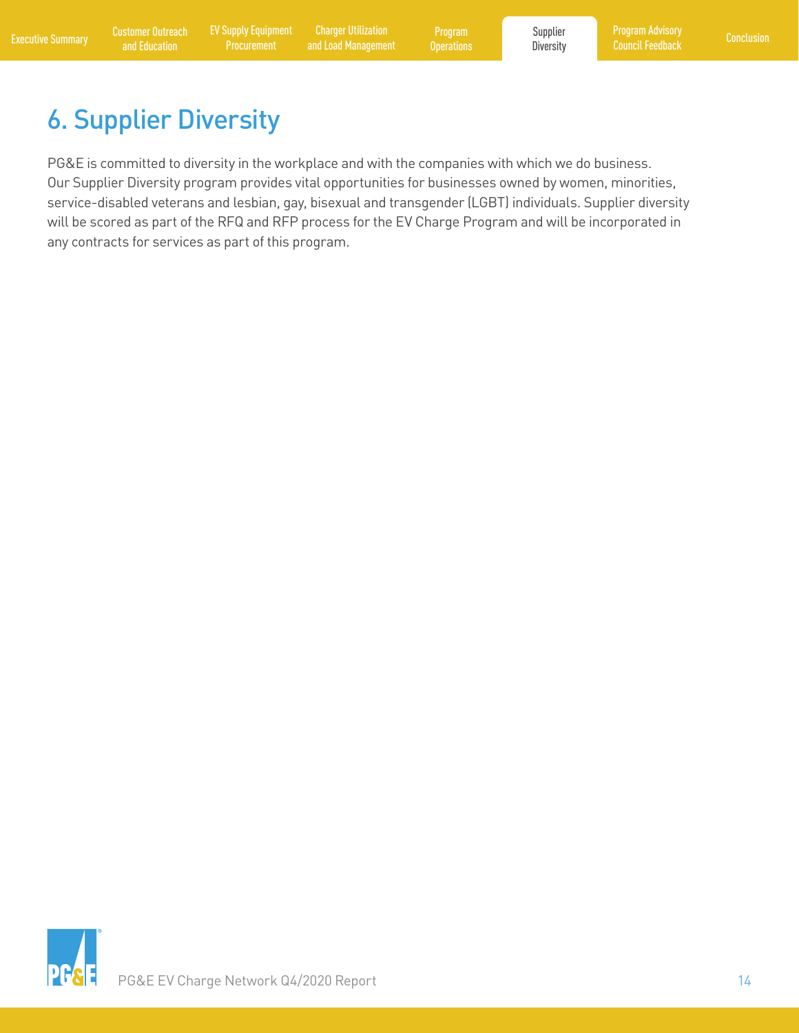# 6. Supplier Diversity

PG&E is committed to diversity in the workplace and with the companies with which we do business. Our Supplier Diversity program provides vital opportunities for businesses owned by women, minorities, service-disabled veterans and lesbian, gay, bisexual and transgender (LGBT) individuals. Supplier diversity will be scored as part of the RFQ and RFP process for the EV Charge Program and will be incorporated in any contracts for services as part of this program.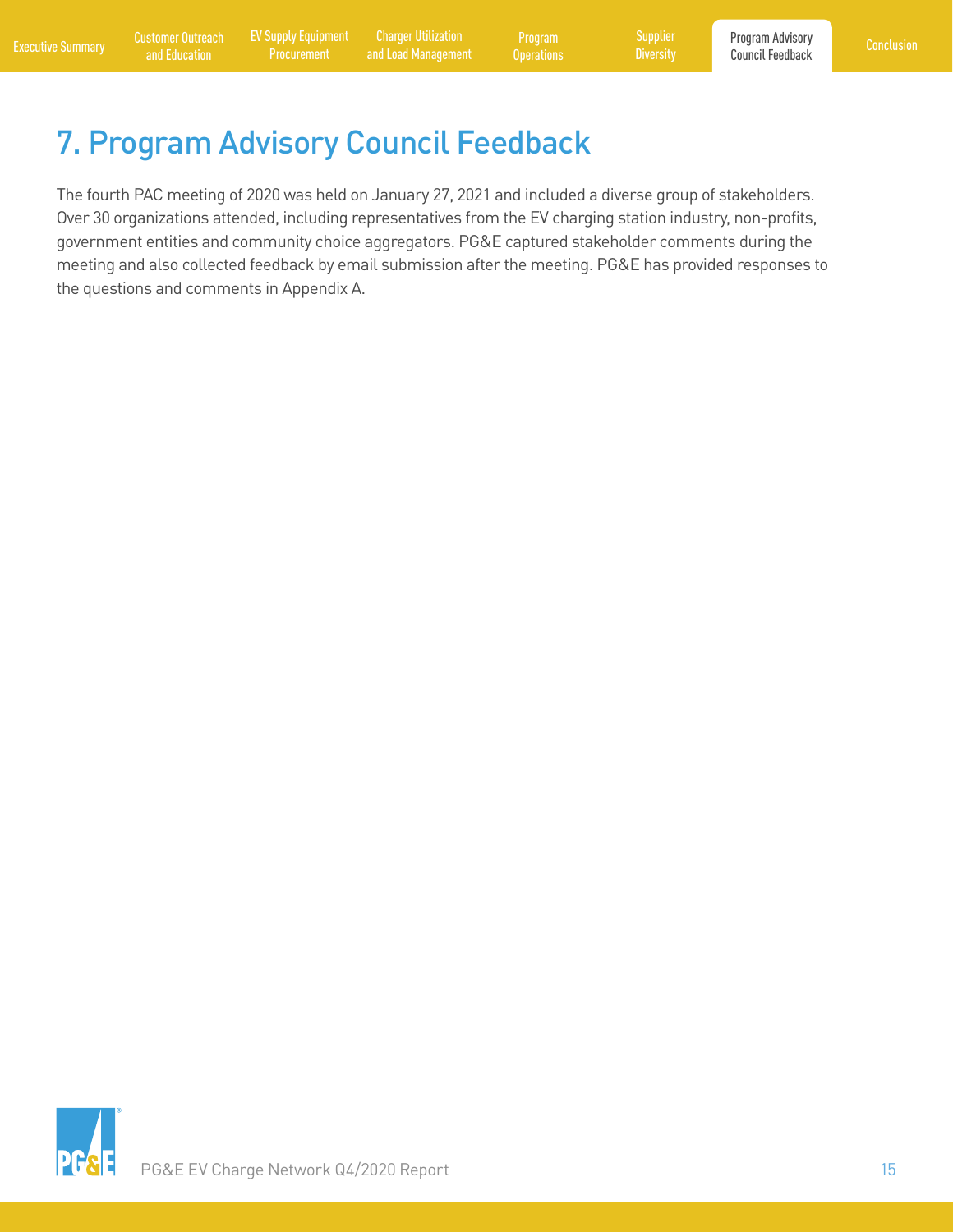# 7. Program Advisory Council Feedback

The fourth PAC meeting of 2020 was held on January 27, 2021 and included a diverse group of stakeholders. Over 30 organizations attended, including representatives from the EV charging station industry, non-profits, government entities and community choice aggregators. PG&E captured stakeholder comments during the meeting and also collected feedback by email submission after the meeting. PG&E has provided responses to the questions and comments in Appendix A.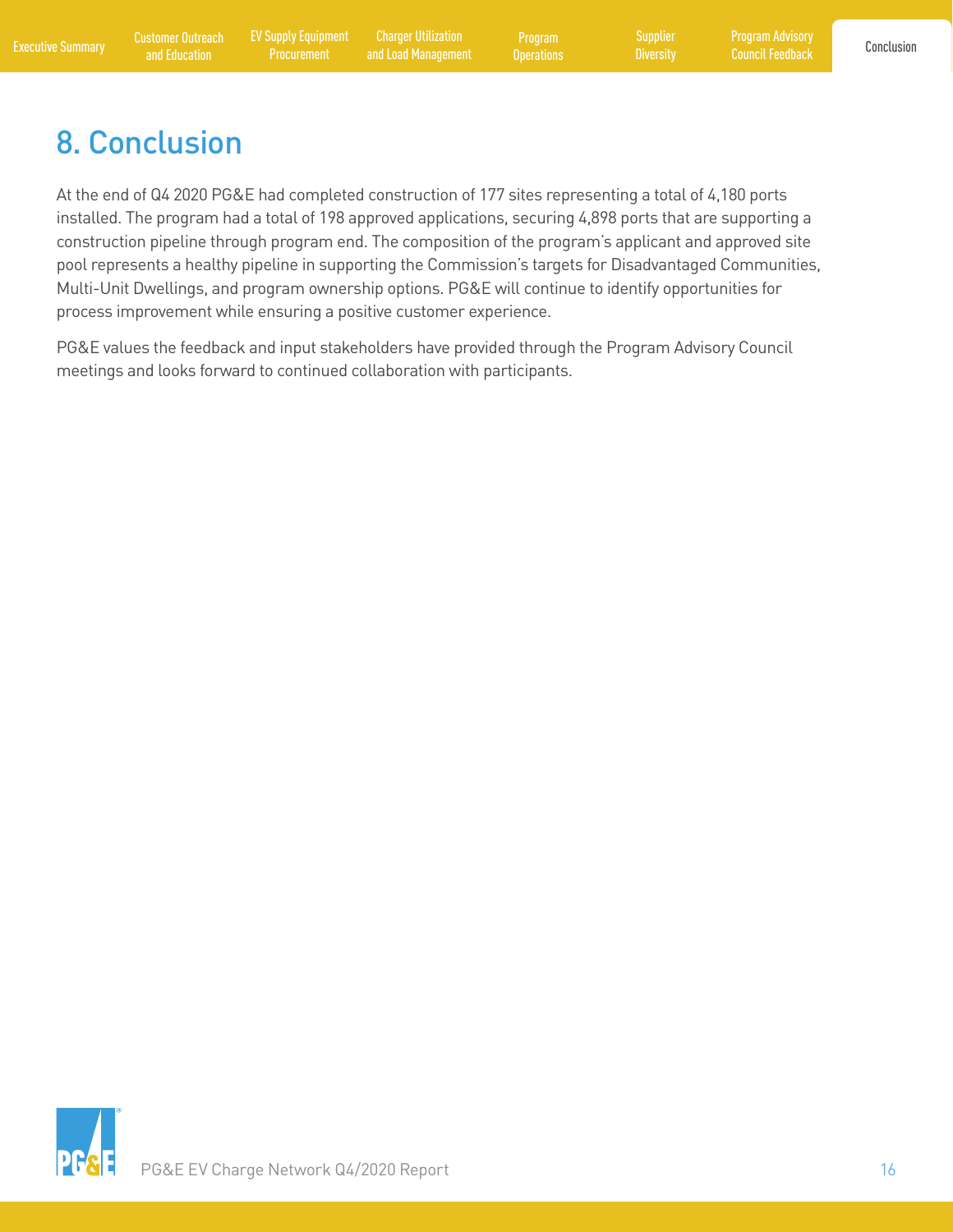# 8. Conclusion

At the end of Q4 2020 PG&E had completed construction of 177 sites representing a total of 4,180 ports installed. The program had a total of 198 approved applications, securing 4,898 ports that are supporting a construction pipeline through program end. The composition of the program's applicant and approved site pool represents a healthy pipeline in supporting the Commission's targets for Disadvantaged Communities, Multi-Unit Dwellings, and program ownership options. PG&E will continue to identify opportunities for process improvement while ensuring a positive customer experience.

PG&E values the feedback and input stakeholders have provided through the Program Advisory Council meetings and looks forward to continued collaboration with participants.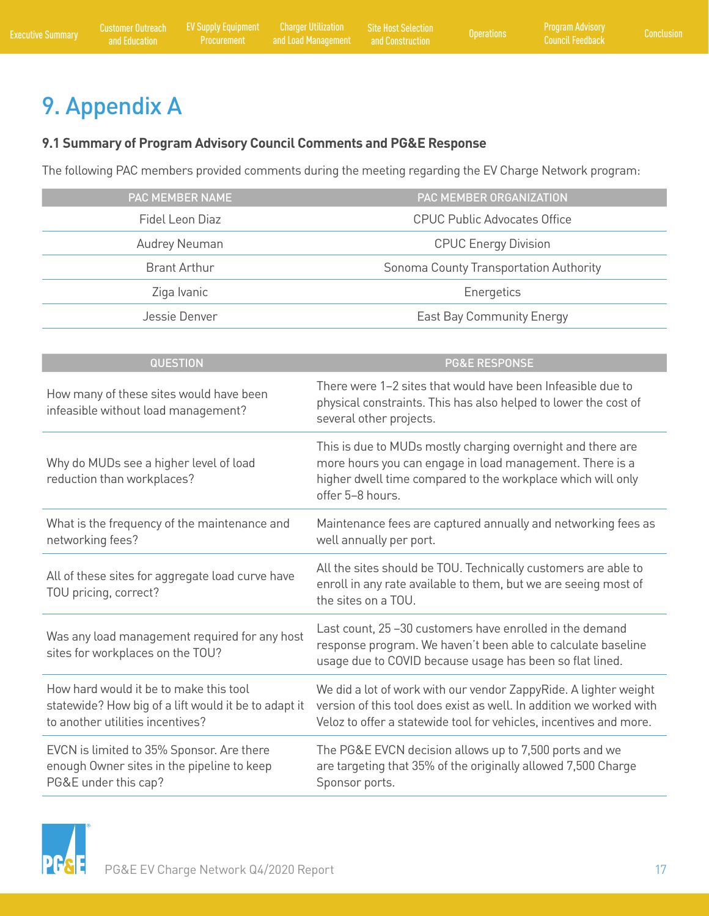# 9. Appendix A

### 9.1 Summary of Program Advisory Council Comments and PG&E Response

The following PAC members provided comments during the meeting regarding the EV Charge Network program:

| PAC MEMBER NAME | PAC MEMBER ORGANIZATION |
|---|---|
| Fidel Leon Diaz | CPUC Public Advocates Office |
| Audrey Neuman | CPUC Energy Division |
| Brant Arthur | Sonoma County Transportation Authority |
| Ziga Ivanic | Energetics |
| Jessie Denver | East Bay Community Energy |

| QUESTION | PG&E RESPONSE |
|---|---|
| How many of these sites would have been infeasible without load management? | There were 1–2 sites that would have been Infeasible due to physical constraints. This has also helped to lower the cost of several other projects. |
| Why do MUDs see a higher level of load reduction than workplaces? | This is due to MUDs mostly charging overnight and there are more hours you can engage in load management. There is a higher dwell time compared to the workplace which will only offer 5–8 hours. |
| What is the frequency of the maintenance and networking fees? | Maintenance fees are captured annually and networking fees as well annually per port. |
| All of these sites for aggregate load curve have TOU pricing, correct? | All the sites should be TOU. Technically customers are able to enroll in any rate available to them, but we are seeing most of the sites on a TOU. |
| Was any load management required for any host sites for workplaces on the TOU? | Last count, 25 –30 customers have enrolled in the demand response program. We haven't been able to calculate baseline usage due to COVID because usage has been so flat lined. |
| How hard would it be to make this tool statewide? How big of a lift would it be to adapt it to another utilities incentives? | We did a lot of work with our vendor ZappyRide. A lighter weight version of this tool does exist as well. In addition we worked with Veloz to offer a statewide tool for vehicles, incentives and more. |
| EVCN is limited to 35% Sponsor. Are there enough Owner sites in the pipeline to keep PG&E under this cap? | The PG&E EVCN decision allows up to 7,500 ports and we are targeting that 35% of the originally allowed 7,500 Charge Sponsor ports. |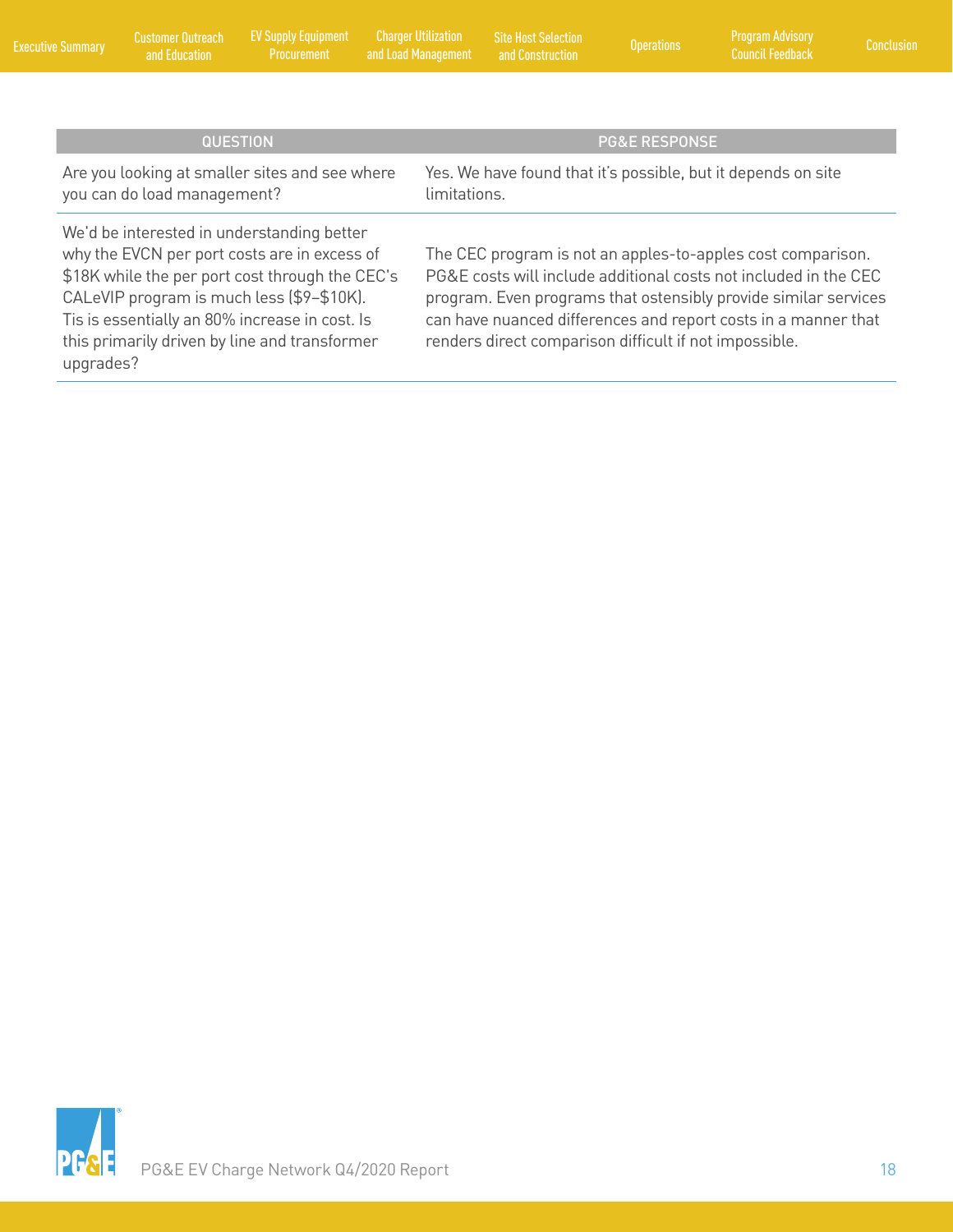| QUESTION | PG&E RESPONSE |
|---|---|
| Are you looking at smaller sites and see where you can do load management? | Yes. We have found that it's possible, but it depends on site limitations. |
| We'd be interested in understanding better why the EVCN per port costs are in excess of $18K while the per port cost through the CEC's CALeVIP program is much less ($9–$10K). Tis is essentially an 80% increase in cost. Is this primarily driven by line and transformer upgrades? | The CEC program is not an apples-to-apples cost comparison. PG&E costs will include additional costs not included in the CEC program. Even programs that ostensibly provide similar services can have nuanced differences and report costs in a manner that renders direct comparison difficult if not impossible. |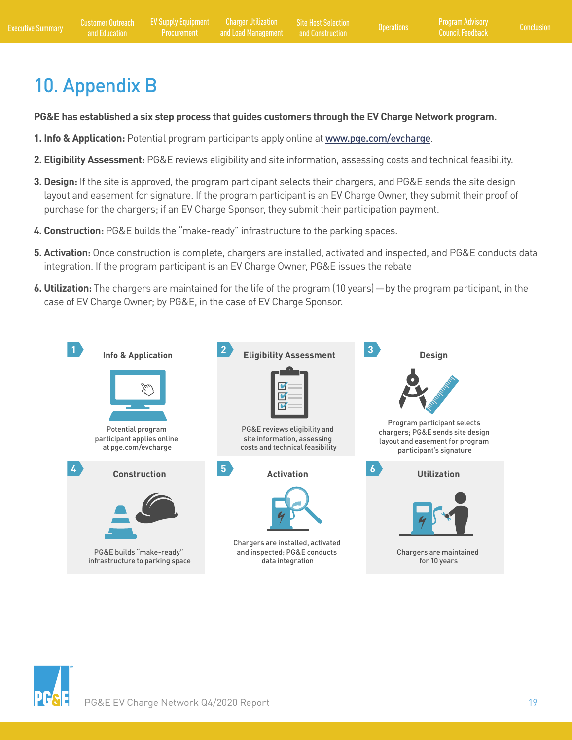# 10. Appendix B

**PG&E has established a six step process that guides customers through the EV Charge Network program.**

**1. Info & Application:** Potential program participants apply online at www.pge.com/evcharge.

**2. Eligibility Assessment:** PG&E reviews eligibility and site information, assessing costs and technical feasibility.

**3. Design:** If the site is approved, the program participant selects their chargers, and PG&E sends the site design layout and easement for signature. If the program participant is an EV Charge Owner, they submit their proof of purchase for the chargers; if an EV Charge Sponsor, they submit their participation payment.

**4. Construction:** PG&E builds the "make-ready" infrastructure to the parking spaces.

**5. Activation:** Once construction is complete, chargers are installed, activated and inspected, and PG&E conducts data integration. If the program participant is an EV Charge Owner, PG&E issues the rebate

**6. Utilization:** The chargers are maintained for the life of the program (10 years) — by the program participant, in the case of EV Charge Owner; by PG&E, in the case of EV Charge Sponsor.

**1 Info & Application**

Potential program participant applies online at pge.com/evcharge

**2 Eligibility Assessment**

PG&E reviews eligibility and site information, assessing costs and technical feasibility

**3 Design**

Program participant selects chargers; PG&E sends site design layout and easement for program participant's signature

**4 Construction**

PG&E builds "make-ready" infrastructure to parking space

**5 Activation**

Chargers are installed, activated and inspected; PG&E conducts data integration

**6 Utilization**

Chargers are maintained for 10 years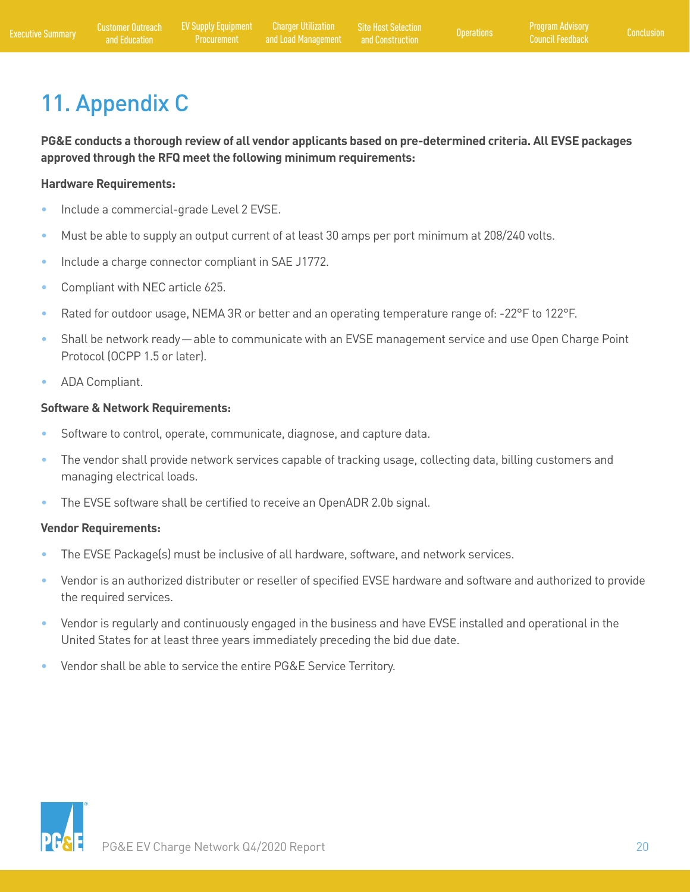# 11. Appendix C

**PG&E conducts a thorough review of all vendor applicants based on pre-determined criteria. All EVSE packages approved through the RFQ meet the following minimum requirements:**

**Hardware Requirements:**

- Include a commercial-grade Level 2 EVSE.
- Must be able to supply an output current of at least 30 amps per port minimum at 208/240 volts.
- Include a charge connector compliant in SAE J1772.
- Compliant with NEC article 625.
- Rated for outdoor usage, NEMA 3R or better and an operating temperature range of: -22°F to 122°F.
- Shall be network ready — able to communicate with an EVSE management service and use Open Charge Point Protocol (OCPP 1.5 or later).
- ADA Compliant.

**Software & Network Requirements:**

- Software to control, operate, communicate, diagnose, and capture data.
- The vendor shall provide network services capable of tracking usage, collecting data, billing customers and managing electrical loads.
- The EVSE software shall be certified to receive an OpenADR 2.0b signal.

**Vendor Requirements:**

- The EVSE Package(s) must be inclusive of all hardware, software, and network services.
- Vendor is an authorized distributer or reseller of specified EVSE hardware and software and authorized to provide the required services.
- Vendor is regularly and continuously engaged in the business and have EVSE installed and operational in the United States for at least three years immediately preceding the bid due date.
- Vendor shall be able to service the entire PG&E Service Territory.